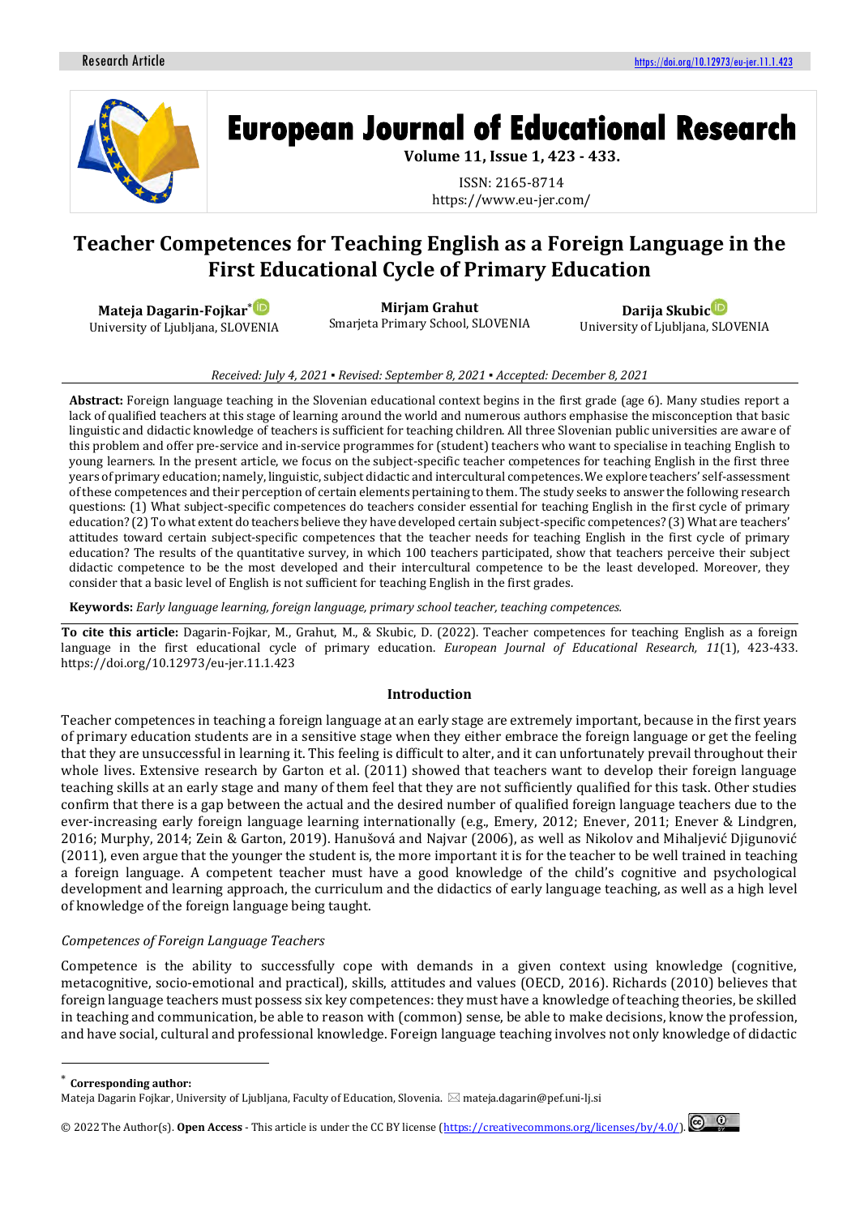# Teacher Competences for Teaching English as a Foreign Language in the First Educational Cycle of Primary Education

**Mateja Dagarin-Fojkar***
University of Ljubljana, SLOVENIA

**Mirjam Grahut**
Smarjeta Primary School, SLOVENIA

**Darija Skubic**
University of Ljubljana, SLOVENIA

*Received: July 4, 2021 ▪ Revised: September 8, 2021 ▪ Accepted: December 8, 2021*

**Abstract:** Foreign language teaching in the Slovenian educational context begins in the first grade (age 6). Many studies report a lack of qualified teachers at this stage of learning around the world and numerous authors emphasise the misconception that basic linguistic and didactic knowledge of teachers is sufficient for teaching children. All three Slovenian public universities are aware of this problem and offer pre-service and in-service programmes for (student) teachers who want to specialise in teaching English to young learners. In the present article, we focus on the subject-specific teacher competences for teaching English in the first three years of primary education; namely, linguistic, subject didactic and intercultural competences. We explore teachers' self-assessment of these competences and their perception of certain elements pertaining to them. The study seeks to answer the following research questions: (1) What subject-specific competences do teachers consider essential for teaching English in the first cycle of primary education? (2) To what extent do teachers believe they have developed certain subject-specific competences? (3) What are teachers' attitudes toward certain subject-specific competences that the teacher needs for teaching English in the first cycle of primary education? The results of the quantitative survey, in which 100 teachers participated, show that teachers perceive their subject didactic competence to be the most developed and their intercultural competence to be the least developed. Moreover, they consider that a basic level of English is not sufficient for teaching English in the first grades.

**Keywords:** *Early language learning, foreign language, primary school teacher, teaching competences.*

**To cite this article:** Dagarin-Fojkar, M., Grahut, M., & Skubic, D. (2022). Teacher competences for teaching English as a foreign language in the first educational cycle of primary education. *European Journal of Educational Research, 11*(1), 423-433. https://doi.org/10.12973/eu-jer.11.1.423

## Introduction

Teacher competences in teaching a foreign language at an early stage are extremely important, because in the first years of primary education students are in a sensitive stage when they either embrace the foreign language or get the feeling that they are unsuccessful in learning it. This feeling is difficult to alter, and it can unfortunately prevail throughout their whole lives. Extensive research by Garton et al. (2011) showed that teachers want to develop their foreign language teaching skills at an early stage and many of them feel that they are not sufficiently qualified for this task. Other studies confirm that there is a gap between the actual and the desired number of qualified foreign language teachers due to the ever-increasing early foreign language learning internationally (e.g., Emery, 2012; Enever, 2011; Enever & Lindgren, 2016; Murphy, 2014; Zein & Garton, 2019). Hanušová and Najvar (2006), as well as Nikolov and Mihaljević Djigunović (2011), even argue that the younger the student is, the more important it is for the teacher to be well trained in teaching a foreign language. A competent teacher must have a good knowledge of the child's cognitive and psychological development and learning approach, the curriculum and the didactics of early language teaching, as well as a high level of knowledge of the foreign language being taught.

### *Competences of Foreign Language Teachers*

Competence is the ability to successfully cope with demands in a given context using knowledge (cognitive, metacognitive, socio-emotional and practical), skills, attitudes and values (OECD, 2016). Richards (2010) believes that foreign language teachers must possess six key competences: they must have a knowledge of teaching theories, be skilled in teaching and communication, be able to reason with (common) sense, be able to make decisions, know the profession, and have social, cultural and professional knowledge. Foreign language teaching involves not only knowledge of didactic

---

* **Corresponding author:**
Mateja Dagarin Fojkar, University of Ljubljana, Faculty of Education, Slovenia. ✉ mateja.dagarin@pef.uni-lj.si

© 2022 The Author(s). **Open Access** - This article is under the CC BY license (https://creativecommons.org/licenses/by/4.0/).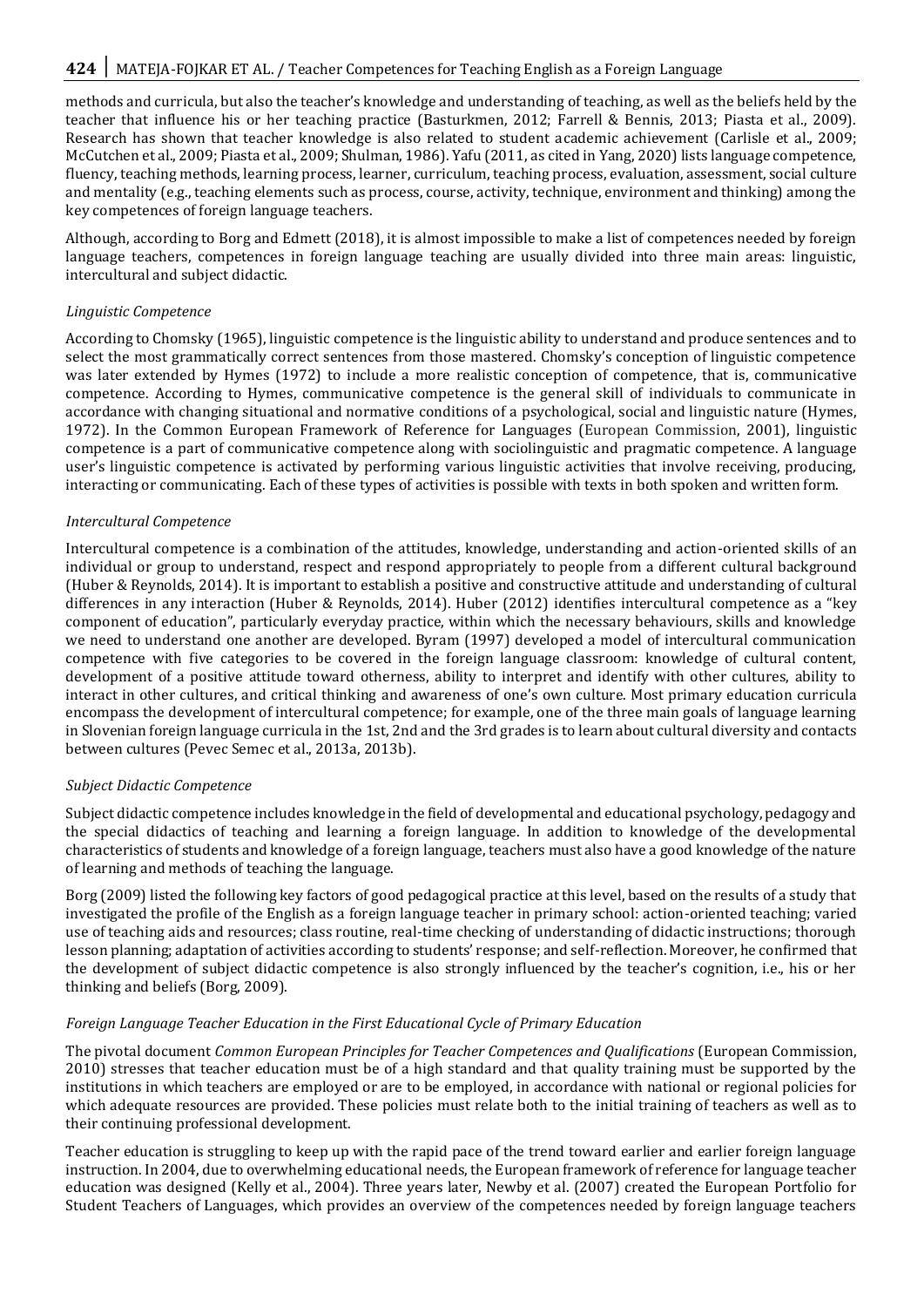methods and curricula, but also the teacher's knowledge and understanding of teaching, as well as the beliefs held by the teacher that influence his or her teaching practice (Basturkmen, 2012; Farrell & Bennis, 2013; Piasta et al., 2009). Research has shown that teacher knowledge is also related to student academic achievement (Carlisle et al., 2009; McCutchen et al., 2009; Piasta et al., 2009; Shulman, 1986). Yafu (2011, as cited in Yang, 2020) lists language competence, fluency, teaching methods, learning process, learner, curriculum, teaching process, evaluation, assessment, social culture and mentality (e.g., teaching elements such as process, course, activity, technique, environment and thinking) among the key competences of foreign language teachers.

Although, according to Borg and Edmett (2018), it is almost impossible to make a list of competences needed by foreign language teachers, competences in foreign language teaching are usually divided into three main areas: linguistic, intercultural and subject didactic.

### *Linguistic Competence*

According to Chomsky (1965), linguistic competence is the linguistic ability to understand and produce sentences and to select the most grammatically correct sentences from those mastered. Chomsky's conception of linguistic competence was later extended by Hymes (1972) to include a more realistic conception of competence, that is, communicative competence. According to Hymes, communicative competence is the general skill of individuals to communicate in accordance with changing situational and normative conditions of a psychological, social and linguistic nature (Hymes, 1972). In the Common European Framework of Reference for Languages (European Commission, 2001), linguistic competence is a part of communicative competence along with sociolinguistic and pragmatic competence. A language user's linguistic competence is activated by performing various linguistic activities that involve receiving, producing, interacting or communicating. Each of these types of activities is possible with texts in both spoken and written form.

### *Intercultural Competence*

Intercultural competence is a combination of the attitudes, knowledge, understanding and action-oriented skills of an individual or group to understand, respect and respond appropriately to people from a different cultural background (Huber & Reynolds, 2014). It is important to establish a positive and constructive attitude and understanding of cultural differences in any interaction (Huber & Reynolds, 2014). Huber (2012) identifies intercultural competence as a "key component of education", particularly everyday practice, within which the necessary behaviours, skills and knowledge we need to understand one another are developed. Byram (1997) developed a model of intercultural communication competence with five categories to be covered in the foreign language classroom: knowledge of cultural content, development of a positive attitude toward otherness, ability to interpret and identify with other cultures, ability to interact in other cultures, and critical thinking and awareness of one's own culture. Most primary education curricula encompass the development of intercultural competence; for example, one of the three main goals of language learning in Slovenian foreign language curricula in the 1st, 2nd and the 3rd grades is to learn about cultural diversity and contacts between cultures (Pevec Semec et al., 2013a, 2013b).

### *Subject Didactic Competence*

Subject didactic competence includes knowledge in the field of developmental and educational psychology, pedagogy and the special didactics of teaching and learning a foreign language. In addition to knowledge of the developmental characteristics of students and knowledge of a foreign language, teachers must also have a good knowledge of the nature of learning and methods of teaching the language.

Borg (2009) listed the following key factors of good pedagogical practice at this level, based on the results of a study that investigated the profile of the English as a foreign language teacher in primary school: action-oriented teaching; varied use of teaching aids and resources; class routine, real-time checking of understanding of didactic instructions; thorough lesson planning; adaptation of activities according to students' response; and self-reflection. Moreover, he confirmed that the development of subject didactic competence is also strongly influenced by the teacher's cognition, i.e., his or her thinking and beliefs (Borg, 2009).

### *Foreign Language Teacher Education in the First Educational Cycle of Primary Education*

The pivotal document *Common European Principles for Teacher Competences and Qualifications* (European Commission, 2010) stresses that teacher education must be of a high standard and that quality training must be supported by the institutions in which teachers are employed or are to be employed, in accordance with national or regional policies for which adequate resources are provided. These policies must relate both to the initial training of teachers as well as to their continuing professional development.

Teacher education is struggling to keep up with the rapid pace of the trend toward earlier and earlier foreign language instruction. In 2004, due to overwhelming educational needs, the European framework of reference for language teacher education was designed (Kelly et al., 2004). Three years later, Newby et al. (2007) created the European Portfolio for Student Teachers of Languages, which provides an overview of the competences needed by foreign language teachers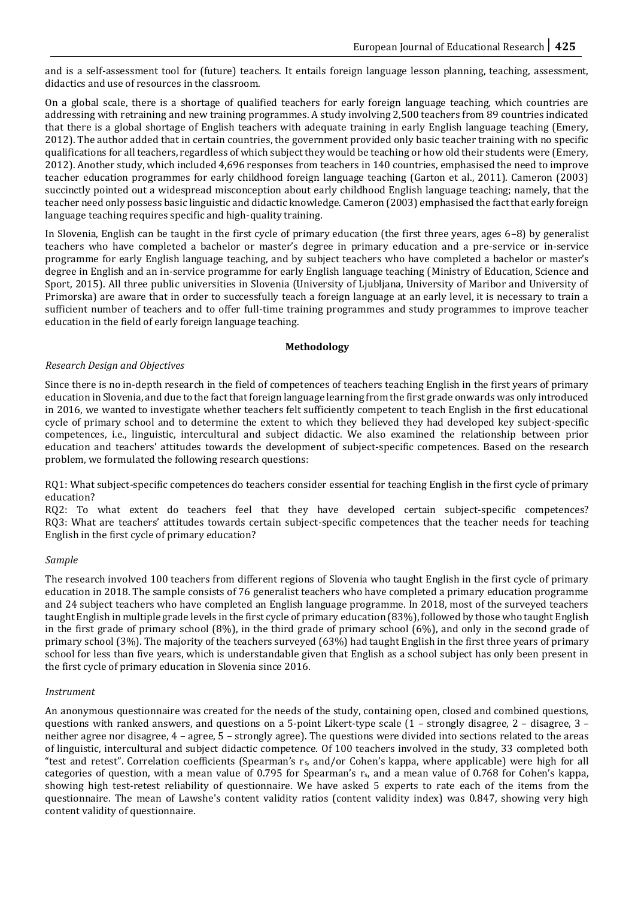and is a self-assessment tool for (future) teachers. It entails foreign language lesson planning, teaching, assessment, didactics and use of resources in the classroom.

On a global scale, there is a shortage of qualified teachers for early foreign language teaching, which countries are addressing with retraining and new training programmes. A study involving 2,500 teachers from 89 countries indicated that there is a global shortage of English teachers with adequate training in early English language teaching (Emery, 2012). The author added that in certain countries, the government provided only basic teacher training with no specific qualifications for all teachers, regardless of which subject they would be teaching or how old their students were (Emery, 2012). Another study, which included 4,696 responses from teachers in 140 countries, emphasised the need to improve teacher education programmes for early childhood foreign language teaching (Garton et al., 2011). Cameron (2003) succinctly pointed out a widespread misconception about early childhood English language teaching; namely, that the teacher need only possess basic linguistic and didactic knowledge. Cameron (2003) emphasised the fact that early foreign language teaching requires specific and high-quality training.

In Slovenia, English can be taught in the first cycle of primary education (the first three years, ages 6–8) by generalist teachers who have completed a bachelor or master's degree in primary education and a pre-service or in-service programme for early English language teaching, and by subject teachers who have completed a bachelor or master's degree in English and an in-service programme for early English language teaching (Ministry of Education, Science and Sport, 2015). All three public universities in Slovenia (University of Ljubljana, University of Maribor and University of Primorska) are aware that in order to successfully teach a foreign language at an early level, it is necessary to train a sufficient number of teachers and to offer full-time training programmes and study programmes to improve teacher education in the field of early foreign language teaching.

## Methodology

### *Research Design and Objectives*

Since there is no in-depth research in the field of competences of teachers teaching English in the first years of primary education in Slovenia, and due to the fact that foreign language learning from the first grade onwards was only introduced in 2016, we wanted to investigate whether teachers felt sufficiently competent to teach English in the first educational cycle of primary school and to determine the extent to which they believed they had developed key subject-specific competences, i.e., linguistic, intercultural and subject didactic. We also examined the relationship between prior education and teachers' attitudes towards the development of subject-specific competences. Based on the research problem, we formulated the following research questions:

RQ1: What subject-specific competences do teachers consider essential for teaching English in the first cycle of primary education?

RQ2: To what extent do teachers feel that they have developed certain subject-specific competences?

RQ3: What are teachers' attitudes towards certain subject-specific competences that the teacher needs for teaching English in the first cycle of primary education?

### *Sample*

The research involved 100 teachers from different regions of Slovenia who taught English in the first cycle of primary education in 2018. The sample consists of 76 generalist teachers who have completed a primary education programme and 24 subject teachers who have completed an English language programme. In 2018, most of the surveyed teachers taught English in multiple grade levels in the first cycle of primary education (83%), followed by those who taught English in the first grade of primary school (8%), in the third grade of primary school (6%), and only in the second grade of primary school (3%). The majority of the teachers surveyed (63%) had taught English in the first three years of primary school for less than five years, which is understandable given that English as a school subject has only been present in the first cycle of primary education in Slovenia since 2016.

### *Instrument*

An anonymous questionnaire was created for the needs of the study, containing open, closed and combined questions, questions with ranked answers, and questions on a 5-point Likert-type scale (1 – strongly disagree, 2 – disagree, 3 – neither agree nor disagree, 4 – agree, 5 – strongly agree). The questions were divided into sections related to the areas of linguistic, intercultural and subject didactic competence. Of 100 teachers involved in the study, 33 completed both "test and retest". Correlation coefficients (Spearman's $r_s$, and/or Cohen's kappa, where applicable) were high for all categories of question, with a mean value of 0.795 for Spearman's $r_s$, and a mean value of 0.768 for Cohen's kappa, showing high test-retest reliability of questionnaire. We have asked 5 experts to rate each of the items from the questionnaire. The mean of Lawshe's content validity ratios (content validity index) was 0.847, showing very high content validity of questionnaire.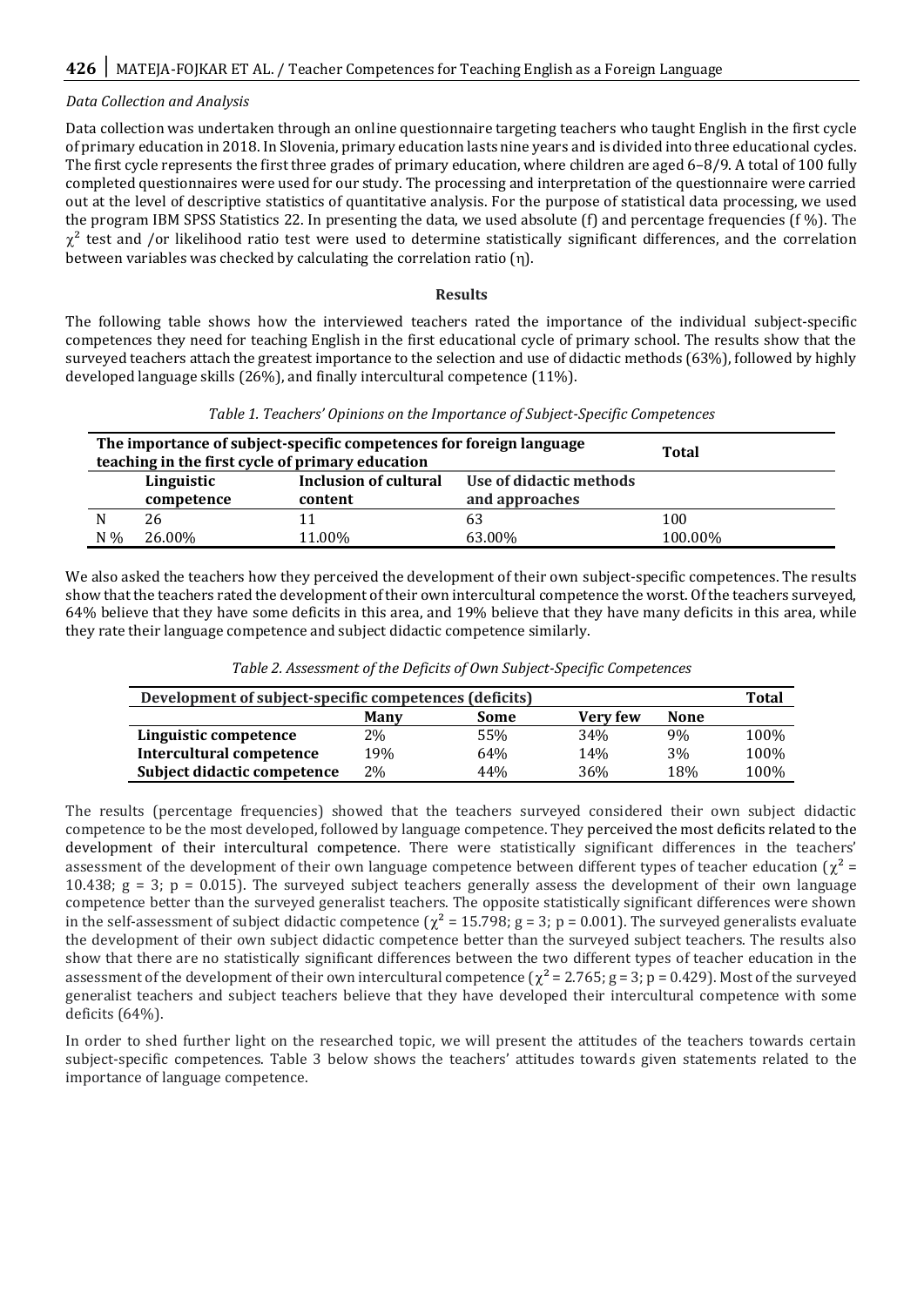*Data Collection and Analysis*

Data collection was undertaken through an online questionnaire targeting teachers who taught English in the first cycle of primary education in 2018. In Slovenia, primary education lasts nine years and is divided into three educational cycles. The first cycle represents the first three grades of primary education, where children are aged 6–8/9. A total of 100 fully completed questionnaires were used for our study. The processing and interpretation of the questionnaire were carried out at the level of descriptive statistics of quantitative analysis. For the purpose of statistical data processing, we used the program IBM SPSS Statistics 22. In presenting the data, we used absolute (f) and percentage frequencies (f %). The $\chi^2$ test and /or likelihood ratio test were used to determine statistically significant differences, and the correlation between variables was checked by calculating the correlation ratio ($\eta$).

## Results

The following table shows how the interviewed teachers rated the importance of the individual subject-specific competences they need for teaching English in the first educational cycle of primary school. The results show that the surveyed teachers attach the greatest importance to the selection and use of didactic methods (63%), followed by highly developed language skills (26%), and finally intercultural competence (11%).

*Table 1. Teachers' Opinions on the Importance of Subject-Specific Competences*

| | The importance of subject-specific competences for foreign language teaching in the first cycle of primary education | | | Total |
|---|---|---|---|---|
| | Linguistic competence | Inclusion of cultural content | Use of didactic methods and approaches | |
| N | 26 | 11 | 63 | 100 |
| N % | 26.00% | 11.00% | 63.00% | 100.00% |

We also asked the teachers how they perceived the development of their own subject-specific competences. The results show that the teachers rated the development of their own intercultural competence the worst. Of the teachers surveyed, 64% believe that they have some deficits in this area, and 19% believe that they have many deficits in this area, while they rate their language competence and subject didactic competence similarly.

*Table 2. Assessment of the Deficits of Own Subject-Specific Competences*

| Development of subject-specific competences (deficits) | Many | Some | Very few | None | Total |
|---|---|---|---|---|---|
| Linguistic competence | 2% | 55% | 34% | 9% | 100% |
| Intercultural competence | 19% | 64% | 14% | 3% | 100% |
| Subject didactic competence | 2% | 44% | 36% | 18% | 100% |

The results (percentage frequencies) showed that the teachers surveyed considered their own subject didactic competence to be the most developed, followed by language competence. They perceived the most deficits related to the development of their intercultural competence. There were statistically significant differences in the teachers' assessment of the development of their own language competence between different types of teacher education ($\chi^2$ = 10.438; g = 3; p = 0.015). The surveyed subject teachers generally assess the development of their own language competence better than the surveyed generalist teachers. The opposite statistically significant differences were shown in the self-assessment of subject didactic competence ($\chi^2$ = 15.798; g = 3; p = 0.001). The surveyed generalists evaluate the development of their own subject didactic competence better than the surveyed subject teachers. The results also show that there are no statistically significant differences between the two different types of teacher education in the assessment of the development of their own intercultural competence ($\chi^2$ = 2.765; g = 3; p = 0.429). Most of the surveyed generalist teachers and subject teachers believe that they have developed their intercultural competence with some deficits (64%).

In order to shed further light on the researched topic, we will present the attitudes of the teachers towards certain subject-specific competences. Table 3 below shows the teachers' attitudes towards given statements related to the importance of language competence.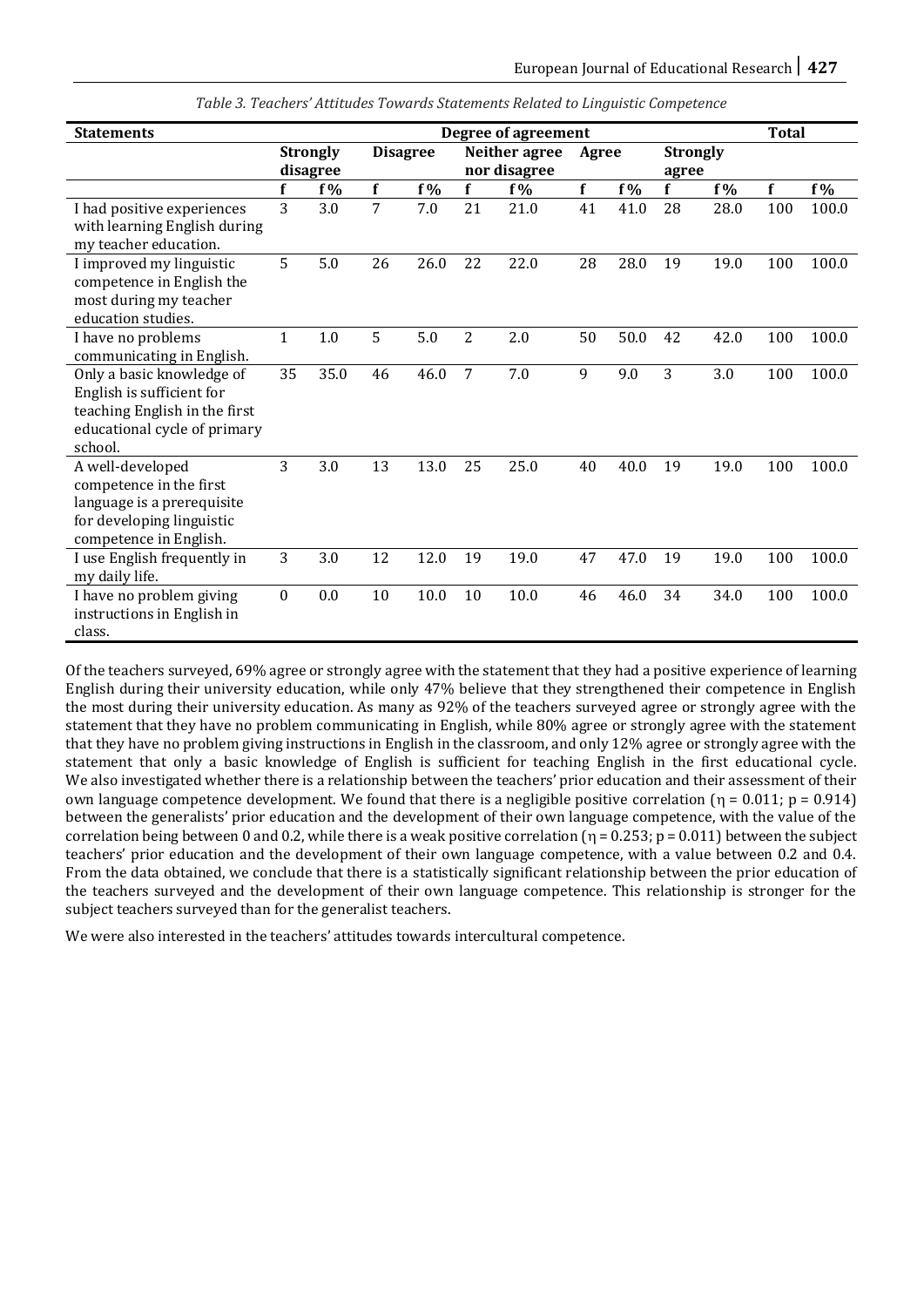*Table 3. Teachers' Attitudes Towards Statements Related to Linguistic Competence*

| Statements | Degree of agreement | | | | | | | | | | Total | |
|---|---|---|---|---|---|---|---|---|---|---|---|---|
| | Strongly disagree | | Disagree | | Neither agree nor disagree | | Agree | | Strongly agree | | | |
| | f | f% | f | f% | f | f% | f | f% | f | f% | f | f% |
| I had positive experiences with learning English during my teacher education. | 3 | 3.0 | 7 | 7.0 | 21 | 21.0 | 41 | 41.0 | 28 | 28.0 | 100 | 100.0 |
| I improved my linguistic competence in English the most during my teacher education studies. | 5 | 5.0 | 26 | 26.0 | 22 | 22.0 | 28 | 28.0 | 19 | 19.0 | 100 | 100.0 |
| I have no problems communicating in English. | 1 | 1.0 | 5 | 5.0 | 2 | 2.0 | 50 | 50.0 | 42 | 42.0 | 100 | 100.0 |
| Only a basic knowledge of English is sufficient for teaching English in the first educational cycle of primary school. | 35 | 35.0 | 46 | 46.0 | 7 | 7.0 | 9 | 9.0 | 3 | 3.0 | 100 | 100.0 |
| A well-developed competence in the first language is a prerequisite for developing linguistic competence in English. | 3 | 3.0 | 13 | 13.0 | 25 | 25.0 | 40 | 40.0 | 19 | 19.0 | 100 | 100.0 |
| I use English frequently in my daily life. | 3 | 3.0 | 12 | 12.0 | 19 | 19.0 | 47 | 47.0 | 19 | 19.0 | 100 | 100.0 |
| I have no problem giving instructions in English in class. | 0 | 0.0 | 10 | 10.0 | 10 | 10.0 | 46 | 46.0 | 34 | 34.0 | 100 | 100.0 |

Of the teachers surveyed, 69% agree or strongly agree with the statement that they had a positive experience of learning English during their university education, while only 47% believe that they strengthened their competence in English the most during their university education. As many as 92% of the teachers surveyed agree or strongly agree with the statement that they have no problem communicating in English, while 80% agree or strongly agree with the statement that they have no problem giving instructions in English in the classroom, and only 12% agree or strongly agree with the statement that only a basic knowledge of English is sufficient for teaching English in the first educational cycle. We also investigated whether there is a relationship between the teachers' prior education and their assessment of their own language competence development. We found that there is a negligible positive correlation ($\eta = 0.011$; $p = 0.914$) between the generalists' prior education and the development of their own language competence, with the value of the correlation being between 0 and 0.2, while there is a weak positive correlation ($\eta = 0.253$; $p = 0.011$) between the subject teachers' prior education and the development of their own language competence, with a value between 0.2 and 0.4. From the data obtained, we conclude that there is a statistically significant relationship between the prior education of the teachers surveyed and the development of their own language competence. This relationship is stronger for the subject teachers surveyed than for the generalist teachers.

We were also interested in the teachers' attitudes towards intercultural competence.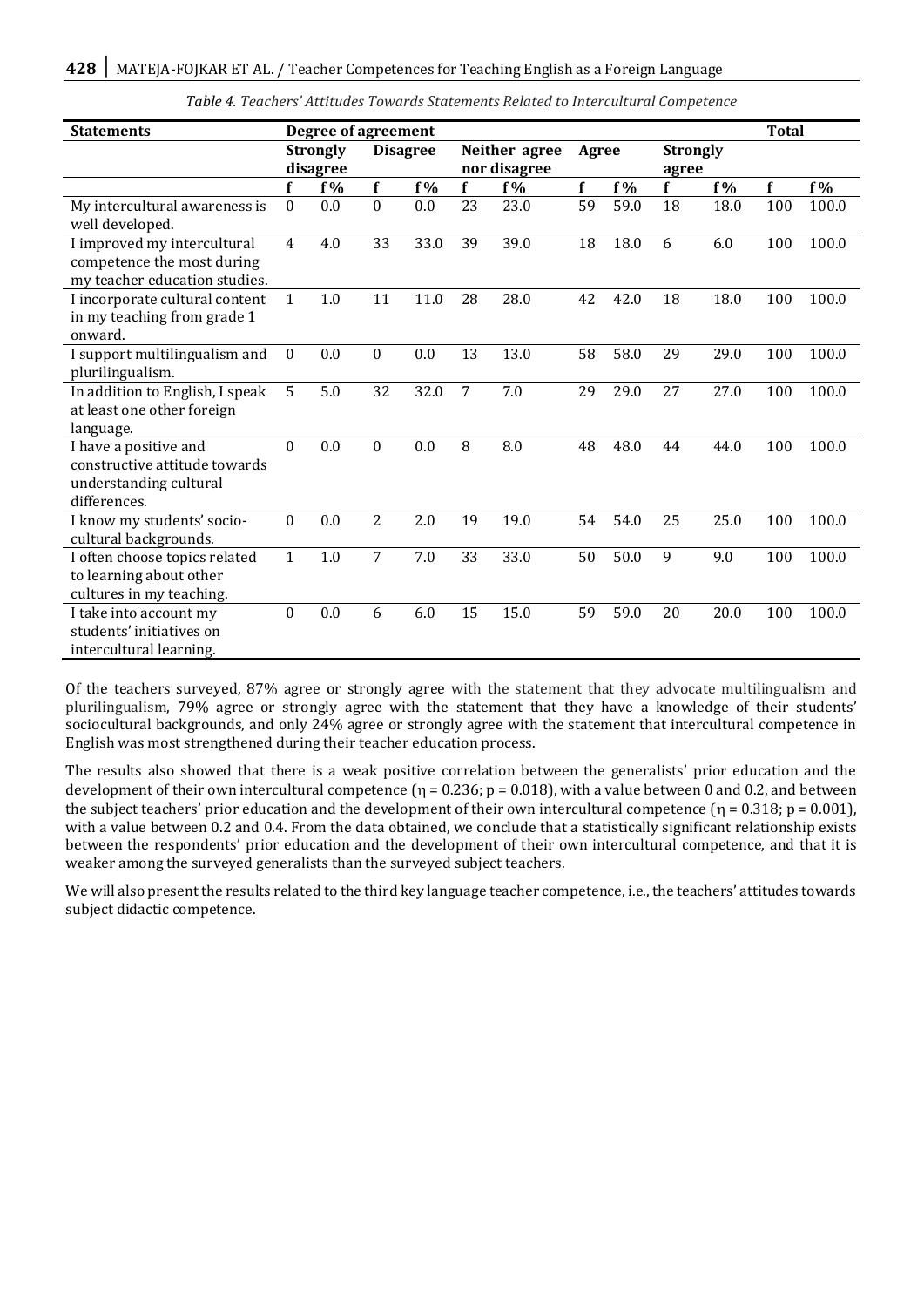*Table 4. Teachers' Attitudes Towards Statements Related to Intercultural Competence*

| Statements | Degree of agreement | | | | | | | | | | Total | |
|---|---|---|---|---|---|---|---|---|---|---|---|---|
| | Strongly disagree | | Disagree | | Neither agree nor disagree | | Agree | | Strongly agree | | | |
| | f | f% | f | f% | f | f% | f | f% | f | f% | f | f% |
| My intercultural awareness is well developed. | 0 | 0.0 | 0 | 0.0 | 23 | 23.0 | 59 | 59.0 | 18 | 18.0 | 100 | 100.0 |
| I improved my intercultural competence the most during my teacher education studies. | 4 | 4.0 | 33 | 33.0 | 39 | 39.0 | 18 | 18.0 | 6 | 6.0 | 100 | 100.0 |
| I incorporate cultural content in my teaching from grade 1 onward. | 1 | 1.0 | 11 | 11.0 | 28 | 28.0 | 42 | 42.0 | 18 | 18.0 | 100 | 100.0 |
| I support multilingualism and plurilingualism. | 0 | 0.0 | 0 | 0.0 | 13 | 13.0 | 58 | 58.0 | 29 | 29.0 | 100 | 100.0 |
| In addition to English, I speak at least one other foreign language. | 5 | 5.0 | 32 | 32.0 | 7 | 7.0 | 29 | 29.0 | 27 | 27.0 | 100 | 100.0 |
| I have a positive and constructive attitude towards understanding cultural differences. | 0 | 0.0 | 0 | 0.0 | 8 | 8.0 | 48 | 48.0 | 44 | 44.0 | 100 | 100.0 |
| I know my students' socio-cultural backgrounds. | 0 | 0.0 | 2 | 2.0 | 19 | 19.0 | 54 | 54.0 | 25 | 25.0 | 100 | 100.0 |
| I often choose topics related to learning about other cultures in my teaching. | 1 | 1.0 | 7 | 7.0 | 33 | 33.0 | 50 | 50.0 | 9 | 9.0 | 100 | 100.0 |
| I take into account my students' initiatives on intercultural learning. | 0 | 0.0 | 6 | 6.0 | 15 | 15.0 | 59 | 59.0 | 20 | 20.0 | 100 | 100.0 |

Of the teachers surveyed, 87% agree or strongly agree with the statement that they advocate multilingualism and plurilingualism, 79% agree or strongly agree with the statement that they have a knowledge of their students' sociocultural backgrounds, and only 24% agree or strongly agree with the statement that intercultural competence in English was most strengthened during their teacher education process.

The results also showed that there is a weak positive correlation between the generalists' prior education and the development of their own intercultural competence ($\eta = 0.236$; $p = 0.018$), with a value between 0 and 0.2, and between the subject teachers' prior education and the development of their own intercultural competence ($\eta = 0.318$; $p = 0.001$), with a value between 0.2 and 0.4. From the data obtained, we conclude that a statistically significant relationship exists between the respondents' prior education and the development of their own intercultural competence, and that it is weaker among the surveyed generalists than the surveyed subject teachers.

We will also present the results related to the third key language teacher competence, i.e., the teachers' attitudes towards subject didactic competence.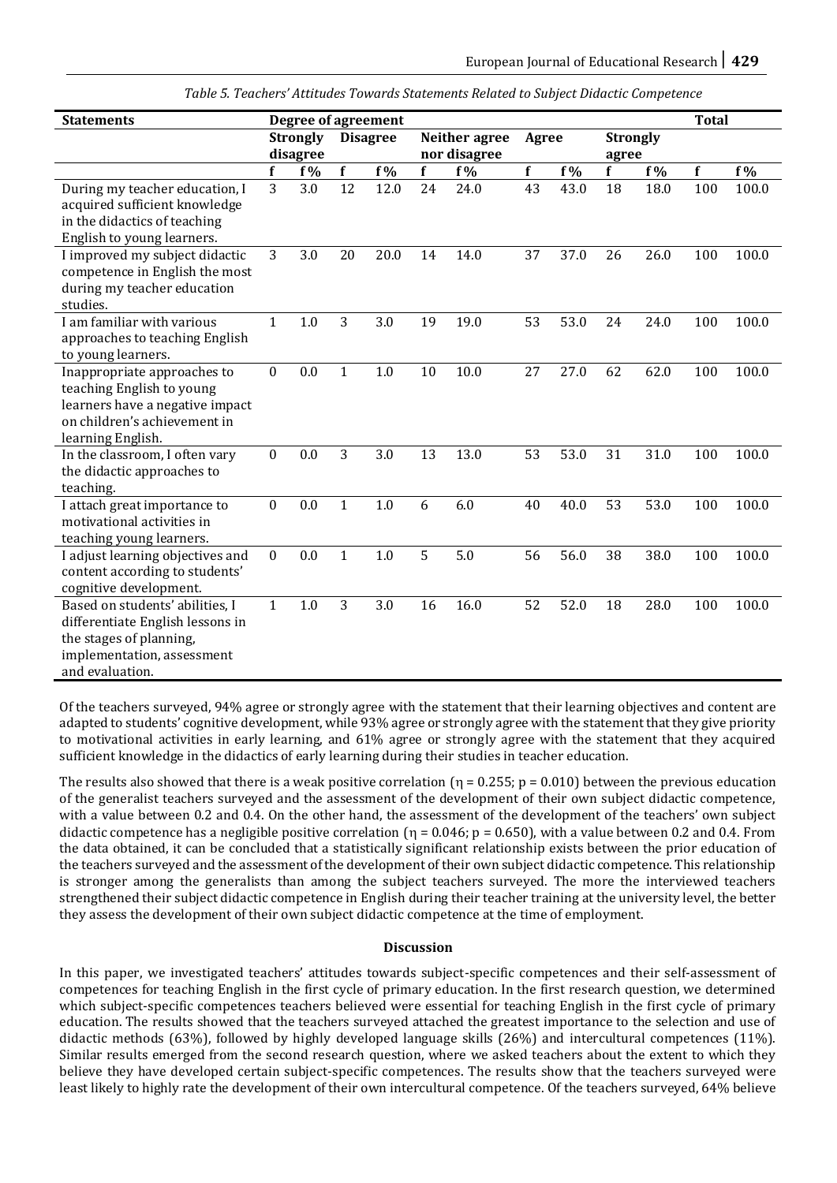*Table 5. Teachers' Attitudes Towards Statements Related to Subject Didactic Competence*

| Statements | Degree of agreement | | | | | | | | | | Total | |
|---|---|---|---|---|---|---|---|---|---|---|---|---|
| | Strongly disagree | | Disagree | | Neither agree nor disagree | | Agree | | Strongly agree | | | |
| | f | f% | f | f% | f | f% | f | f% | f | f% | f | f% |
| During my teacher education, I acquired sufficient knowledge in the didactics of teaching English to young learners. | 3 | 3.0 | 12 | 12.0 | 24 | 24.0 | 43 | 43.0 | 18 | 18.0 | 100 | 100.0 |
| I improved my subject didactic competence in English the most during my teacher education studies. | 3 | 3.0 | 20 | 20.0 | 14 | 14.0 | 37 | 37.0 | 26 | 26.0 | 100 | 100.0 |
| I am familiar with various approaches to teaching English to young learners. | 1 | 1.0 | 3 | 3.0 | 19 | 19.0 | 53 | 53.0 | 24 | 24.0 | 100 | 100.0 |
| Inappropriate approaches to teaching English to young learners have a negative impact on children's achievement in learning English. | 0 | 0.0 | 1 | 1.0 | 10 | 10.0 | 27 | 27.0 | 62 | 62.0 | 100 | 100.0 |
| In the classroom, I often vary the didactic approaches to teaching. | 0 | 0.0 | 3 | 3.0 | 13 | 13.0 | 53 | 53.0 | 31 | 31.0 | 100 | 100.0 |
| I attach great importance to motivational activities in teaching young learners. | 0 | 0.0 | 1 | 1.0 | 6 | 6.0 | 40 | 40.0 | 53 | 53.0 | 100 | 100.0 |
| I adjust learning objectives and content according to students' cognitive development. | 0 | 0.0 | 1 | 1.0 | 5 | 5.0 | 56 | 56.0 | 38 | 38.0 | 100 | 100.0 |
| Based on students' abilities, I differentiate English lessons in the stages of planning, implementation, assessment and evaluation. | 1 | 1.0 | 3 | 3.0 | 16 | 16.0 | 52 | 52.0 | 18 | 28.0 | 100 | 100.0 |

Of the teachers surveyed, 94% agree or strongly agree with the statement that their learning objectives and content are adapted to students' cognitive development, while 93% agree or strongly agree with the statement that they give priority to motivational activities in early learning, and 61% agree or strongly agree with the statement that they acquired sufficient knowledge in the didactics of early learning during their studies in teacher education.

The results also showed that there is a weak positive correlation ($\eta = 0.255$; $p = 0.010$) between the previous education of the generalist teachers surveyed and the assessment of the development of their own subject didactic competence, with a value between 0.2 and 0.4. On the other hand, the assessment of the development of the teachers' own subject didactic competence has a negligible positive correlation ($\eta = 0.046$; $p = 0.650$), with a value between 0.2 and 0.4. From the data obtained, it can be concluded that a statistically significant relationship exists between the prior education of the teachers surveyed and the assessment of the development of their own subject didactic competence. This relationship is stronger among the generalists than among the subject teachers surveyed. The more the interviewed teachers strengthened their subject didactic competence in English during their teacher training at the university level, the better they assess the development of their own subject didactic competence at the time of employment.

## Discussion

In this paper, we investigated teachers' attitudes towards subject-specific competences and their self-assessment of competences for teaching English in the first cycle of primary education. In the first research question, we determined which subject-specific competences teachers believed were essential for teaching English in the first cycle of primary education. The results showed that the teachers surveyed attached the greatest importance to the selection and use of didactic methods (63%), followed by highly developed language skills (26%) and intercultural competences (11%). Similar results emerged from the second research question, where we asked teachers about the extent to which they believe they have developed certain subject-specific competences. The results show that the teachers surveyed were least likely to highly rate the development of their own intercultural competence. Of the teachers surveyed, 64% believe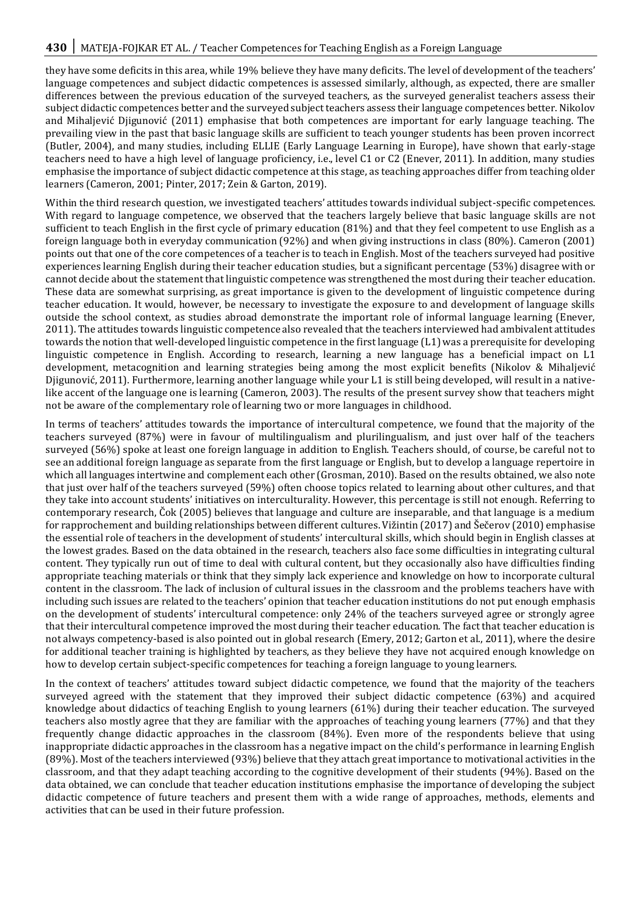they have some deficits in this area, while 19% believe they have many deficits. The level of development of the teachers' language competences and subject didactic competences is assessed similarly, although, as expected, there are smaller differences between the previous education of the surveyed teachers, as the surveyed generalist teachers assess their subject didactic competences better and the surveyed subject teachers assess their language competences better. Nikolov and Mihaljević Djigunović (2011) emphasise that both competences are important for early language teaching. The prevailing view in the past that basic language skills are sufficient to teach younger students has been proven incorrect (Butler, 2004), and many studies, including ELLIE (Early Language Learning in Europe), have shown that early-stage teachers need to have a high level of language proficiency, i.e., level C1 or C2 (Enever, 2011). In addition, many studies emphasise the importance of subject didactic competence at this stage, as teaching approaches differ from teaching older learners (Cameron, 2001; Pinter, 2017; Zein & Garton, 2019).

Within the third research question, we investigated teachers' attitudes towards individual subject-specific competences. With regard to language competence, we observed that the teachers largely believe that basic language skills are not sufficient to teach English in the first cycle of primary education (81%) and that they feel competent to use English as a foreign language both in everyday communication (92%) and when giving instructions in class (80%). Cameron (2001) points out that one of the core competences of a teacher is to teach in English. Most of the teachers surveyed had positive experiences learning English during their teacher education studies, but a significant percentage (53%) disagree with or cannot decide about the statement that linguistic competence was strengthened the most during their teacher education. These data are somewhat surprising, as great importance is given to the development of linguistic competence during teacher education. It would, however, be necessary to investigate the exposure to and development of language skills outside the school context, as studies abroad demonstrate the important role of informal language learning (Enever, 2011). The attitudes towards linguistic competence also revealed that the teachers interviewed had ambivalent attitudes towards the notion that well-developed linguistic competence in the first language (L1) was a prerequisite for developing linguistic competence in English. According to research, learning a new language has a beneficial impact on L1 development, metacognition and learning strategies being among the most explicit benefits (Nikolov & Mihaljević Djigunović, 2011). Furthermore, learning another language while your L1 is still being developed, will result in a native-like accent of the language one is learning (Cameron, 2003). The results of the present survey show that teachers might not be aware of the complementary role of learning two or more languages in childhood.

In terms of teachers' attitudes towards the importance of intercultural competence, we found that the majority of the teachers surveyed (87%) were in favour of multilingualism and plurilingualism, and just over half of the teachers surveyed (56%) spoke at least one foreign language in addition to English. Teachers should, of course, be careful not to see an additional foreign language as separate from the first language or English, but to develop a language repertoire in which all languages intertwine and complement each other (Grosman, 2010). Based on the results obtained, we also note that just over half of the teachers surveyed (59%) often choose topics related to learning about other cultures, and that they take into account students' initiatives on interculturality. However, this percentage is still not enough. Referring to contemporary research, Čok (2005) believes that language and culture are inseparable, and that language is a medium for rapprochement and building relationships between different cultures. Vižintin (2017) and Šečerov (2010) emphasise the essential role of teachers in the development of students' intercultural skills, which should begin in English classes at the lowest grades. Based on the data obtained in the research, teachers also face some difficulties in integrating cultural content. They typically run out of time to deal with cultural content, but they occasionally also have difficulties finding appropriate teaching materials or think that they simply lack experience and knowledge on how to incorporate cultural content in the classroom. The lack of inclusion of cultural issues in the classroom and the problems teachers have with including such issues are related to the teachers' opinion that teacher education institutions do not put enough emphasis on the development of students' intercultural competence: only 24% of the teachers surveyed agree or strongly agree that their intercultural competence improved the most during their teacher education. The fact that teacher education is not always competency-based is also pointed out in global research (Emery, 2012; Garton et al., 2011), where the desire for additional teacher training is highlighted by teachers, as they believe they have not acquired enough knowledge on how to develop certain subject-specific competences for teaching a foreign language to young learners.

In the context of teachers' attitudes toward subject didactic competence, we found that the majority of the teachers surveyed agreed with the statement that they improved their subject didactic competence (63%) and acquired knowledge about didactics of teaching English to young learners (61%) during their teacher education. The surveyed teachers also mostly agree that they are familiar with the approaches of teaching young learners (77%) and that they frequently change didactic approaches in the classroom (84%). Even more of the respondents believe that using inappropriate didactic approaches in the classroom has a negative impact on the child's performance in learning English (89%). Most of the teachers interviewed (93%) believe that they attach great importance to motivational activities in the classroom, and that they adapt teaching according to the cognitive development of their students (94%). Based on the data obtained, we can conclude that teacher education institutions emphasise the importance of developing the subject didactic competence of future teachers and present them with a wide range of approaches, methods, elements and activities that can be used in their future profession.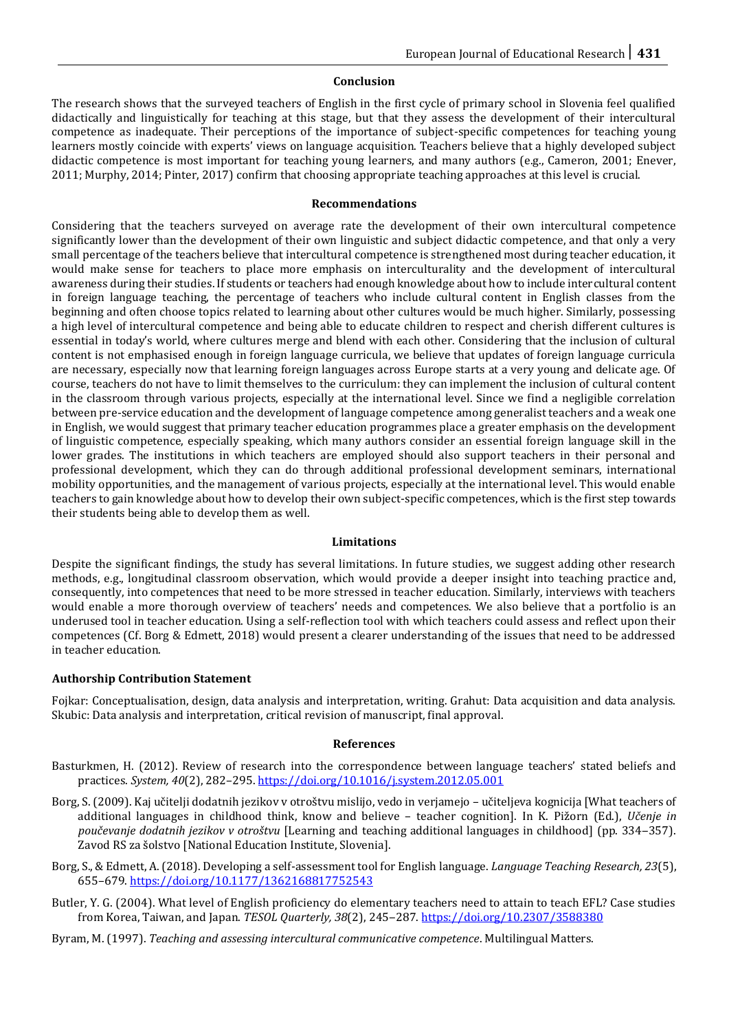## Conclusion

The research shows that the surveyed teachers of English in the first cycle of primary school in Slovenia feel qualified didactically and linguistically for teaching at this stage, but that they assess the development of their intercultural competence as inadequate. Their perceptions of the importance of subject-specific competences for teaching young learners mostly coincide with experts' views on language acquisition. Teachers believe that a highly developed subject didactic competence is most important for teaching young learners, and many authors (e.g., Cameron, 2001; Enever, 2011; Murphy, 2014; Pinter, 2017) confirm that choosing appropriate teaching approaches at this level is crucial.

## Recommendations

Considering that the teachers surveyed on average rate the development of their own intercultural competence significantly lower than the development of their own linguistic and subject didactic competence, and that only a very small percentage of the teachers believe that intercultural competence is strengthened most during teacher education, it would make sense for teachers to place more emphasis on interculturality and the development of intercultural awareness during their studies. If students or teachers had enough knowledge about how to include intercultural content in foreign language teaching, the percentage of teachers who include cultural content in English classes from the beginning and often choose topics related to learning about other cultures would be much higher. Similarly, possessing a high level of intercultural competence and being able to educate children to respect and cherish different cultures is essential in today's world, where cultures merge and blend with each other. Considering that the inclusion of cultural content is not emphasised enough in foreign language curricula, we believe that updates of foreign language curricula are necessary, especially now that learning foreign languages across Europe starts at a very young and delicate age. Of course, teachers do not have to limit themselves to the curriculum: they can implement the inclusion of cultural content in the classroom through various projects, especially at the international level. Since we find a negligible correlation between pre-service education and the development of language competence among generalist teachers and a weak one in English, we would suggest that primary teacher education programmes place a greater emphasis on the development of linguistic competence, especially speaking, which many authors consider an essential foreign language skill in the lower grades. The institutions in which teachers are employed should also support teachers in their personal and professional development, which they can do through additional professional development seminars, international mobility opportunities, and the management of various projects, especially at the international level. This would enable teachers to gain knowledge about how to develop their own subject-specific competences, which is the first step towards their students being able to develop them as well.

## Limitations

Despite the significant findings, the study has several limitations. In future studies, we suggest adding other research methods, e.g., longitudinal classroom observation, which would provide a deeper insight into teaching practice and, consequently, into competences that need to be more stressed in teacher education. Similarly, interviews with teachers would enable a more thorough overview of teachers' needs and competences. We also believe that a portfolio is an underused tool in teacher education. Using a self-reflection tool with which teachers could assess and reflect upon their competences (Cf. Borg & Edmett, 2018) would present a clearer understanding of the issues that need to be addressed in teacher education.

### Authorship Contribution Statement

Fojkar: Conceptualisation, design, data analysis and interpretation, writing. Grahut: Data acquisition and data analysis. Skubic: Data analysis and interpretation, critical revision of manuscript, final approval.

## References

Basturkmen, H. (2012). Review of research into the correspondence between language teachers' stated beliefs and practices. *System, 40*(2), 282–295. https://doi.org/10.1016/j.system.2012.05.001

Borg, S. (2009). Kaj učitelji dodatnih jezikov v otroštvu mislijo, vedo in verjamejo – učiteljeva kognicija [What teachers of additional languages in childhood think, know and believe – teacher cognition]. In K. Pižorn (Ed.), *Učenje in poučevanje dodatnih jezikov v otroštvu* [Learning and teaching additional languages in childhood] (pp. 334–357). Zavod RS za šolstvo [National Education Institute, Slovenia].

Borg, S., & Edmett, A. (2018). Developing a self-assessment tool for English language. *Language Teaching Research, 23*(5), 655–679. https://doi.org/10.1177/1362168817752543

Butler, Y. G. (2004). What level of English proficiency do elementary teachers need to attain to teach EFL? Case studies from Korea, Taiwan, and Japan. *TESOL Quarterly, 38*(2), 245–287. https://doi.org/10.2307/3588380

Byram, M. (1997). *Teaching and assessing intercultural communicative competence*. Multilingual Matters.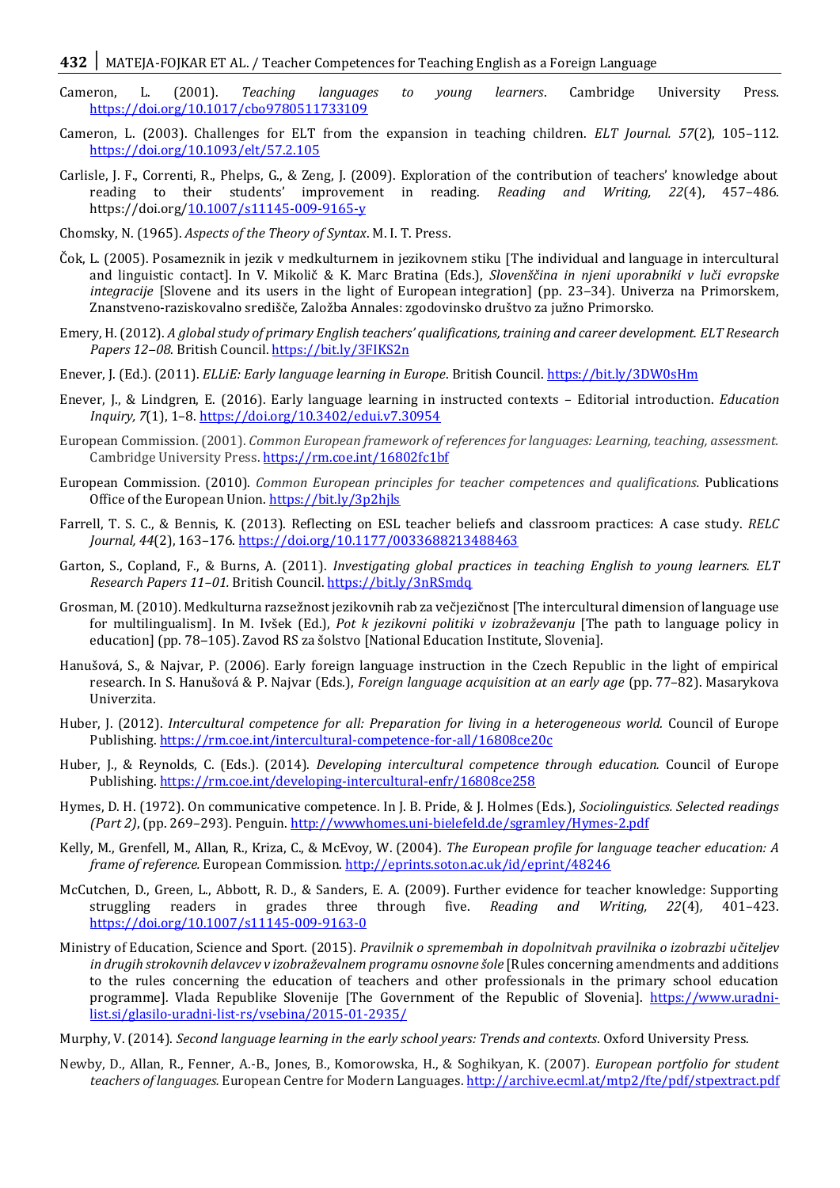Cameron, L. (2001). *Teaching languages to young learners*. Cambridge University Press. https://doi.org/10.1017/cbo9780511733109

Cameron, L. (2003). Challenges for ELT from the expansion in teaching children. *ELT Journal. 57*(2), 105–112. https://doi.org/10.1093/elt/57.2.105

Carlisle, J. F., Correnti, R., Phelps, G., & Zeng, J. (2009). Exploration of the contribution of teachers' knowledge about reading to their students' improvement in reading. *Reading and Writing, 22*(4), 457–486. https://doi.org/10.1007/s11145-009-9165-y

Chomsky, N. (1965). *Aspects of the Theory of Syntax*. M. I. T. Press.

Čok, L. (2005). Posameznik in jezik v medkulturnem in jezikovnem stiku [The individual and language in intercultural and linguistic contact]. In V. Mikolič & K. Marc Bratina (Eds.), *Slovenščina in njeni uporabniki v luči evropske integracije* [Slovene and its users in the light of European integration] (pp. 23–34). Univerza na Primorskem, Znanstveno-raziskovalno središče, Založba Annales: zgodovinsko društvo za južno Primorsko.

Emery, H. (2012). *A global study of primary English teachers' qualifications, training and career development. ELT Research Papers 12–08.* British Council. https://bit.ly/3FIKS2n

Enever, J. (Ed.). (2011). *ELLiE: Early language learning in Europe*. British Council. https://bit.ly/3DW0sHm

Enever, J., & Lindgren, E. (2016). Early language learning in instructed contexts – Editorial introduction. *Education Inquiry, 7*(1), 1–8. https://doi.org/10.3402/edui.v7.30954

European Commission. (2001). *Common European framework of references for languages: Learning, teaching, assessment.* Cambridge University Press. https://rm.coe.int/16802fc1bf

European Commission. (2010). *Common European principles for teacher competences and qualifications.* Publications Office of the European Union. https://bit.ly/3p2hjls

Farrell, T. S. C., & Bennis, K. (2013). Reflecting on ESL teacher beliefs and classroom practices: A case study. *RELC Journal, 44*(2), 163–176. https://doi.org/10.1177/0033688213488463

Garton, S., Copland, F., & Burns, A. (2011). *Investigating global practices in teaching English to young learners. ELT Research Papers 11–01.* British Council. https://bit.ly/3nRSmdq

Grosman, M. (2010). Medkulturna razsežnost jezikovnih rab za večjezičnost [The intercultural dimension of language use for multilingualism]. In M. Ivšek (Ed.), *Pot k jezikovni politiki v izobraževanju* [The path to language policy in education] (pp. 78–105). Zavod RS za šolstvo [National Education Institute, Slovenia].

Hanušová, S., & Najvar, P. (2006). Early foreign language instruction in the Czech Republic in the light of empirical research. In S. Hanušová & P. Najvar (Eds.), *Foreign language acquisition at an early age* (pp. 77–82). Masarykova Univerzita.

Huber, J. (2012). *Intercultural competence for all: Preparation for living in a heterogeneous world.* Council of Europe Publishing. https://rm.coe.int/intercultural-competence-for-all/16808ce20c

Huber, J., & Reynolds, C. (Eds.). (2014). *Developing intercultural competence through education.* Council of Europe Publishing. https://rm.coe.int/developing-intercultural-enfr/16808ce258

Hymes, D. H. (1972). On communicative competence. In J. B. Pride, & J. Holmes (Eds.), *Sociolinguistics. Selected readings (Part 2)*, (pp. 269–293). Penguin. http://wwwhomes.uni-bielefeld.de/sgramley/Hymes-2.pdf

Kelly, M., Grenfell, M., Allan, R., Kriza, C., & McEvoy, W. (2004). *The European profile for language teacher education: A frame of reference.* European Commission. http://eprints.soton.ac.uk/id/eprint/48246

McCutchen, D., Green, L., Abbott, R. D., & Sanders, E. A. (2009). Further evidence for teacher knowledge: Supporting struggling readers in grades three through five. *Reading and Writing, 22*(4), 401–423. https://doi.org/10.1007/s11145-009-9163-0

Ministry of Education, Science and Sport. (2015). *Pravilnik o spremembah in dopolnitvah pravilnika o izobrazbi učiteljev in drugih strokovnih delavcev v izobraževalnem programu osnovne šole* [Rules concerning amendments and additions to the rules concerning the education of teachers and other professionals in the primary school education programme]. Vlada Republike Slovenije [The Government of the Republic of Slovenia]. https://www.uradni-list.si/glasilo-uradni-list-rs/vsebina/2015-01-2935/

Murphy, V. (2014). *Second language learning in the early school years: Trends and contexts*. Oxford University Press.

Newby, D., Allan, R., Fenner, A.-B., Jones, B., Komorowska, H., & Soghikyan, K. (2007). *European portfolio for student teachers of languages.* European Centre for Modern Languages. http://archive.ecml.at/mtp2/fte/pdf/stpextract.pdf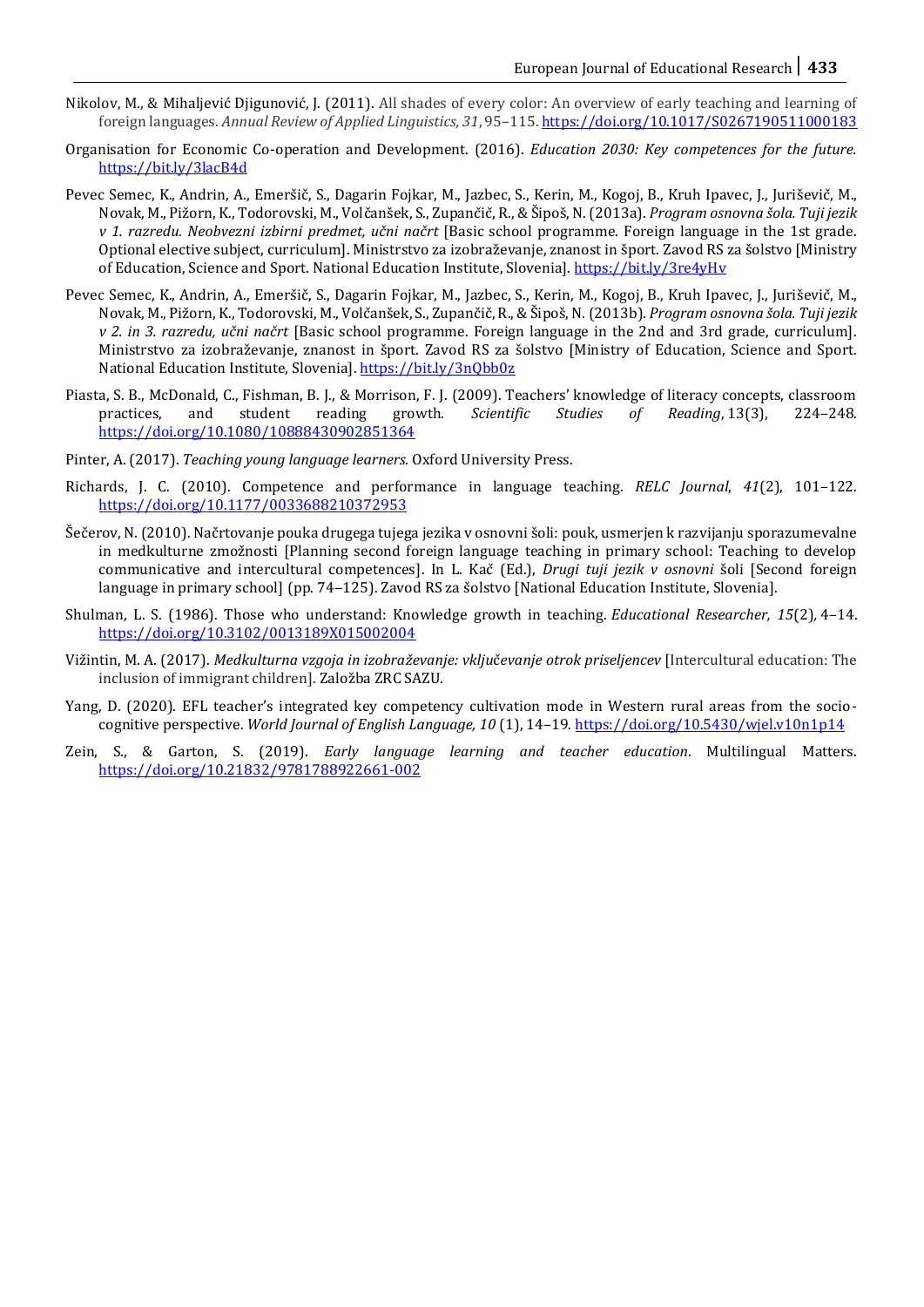Nikolov, M., & Mihaljević Djigunović, J. (2011). All shades of every color: An overview of early teaching and learning of foreign languages. *Annual Review of Applied Linguistics, 31*, 95–115. https://doi.org/10.1017/S0267190511000183

Organisation for Economic Co-operation and Development. (2016). *Education 2030: Key competences for the future.* https://bit.ly/3lacB4d

Pevec Semec, K., Andrin, A., Emeršič, S., Dagarin Fojkar, M., Jazbec, S., Kerin, M., Kogoj, B., Kruh Ipavec, J., Juriševič, M., Novak, M., Pižorn, K., Todorovski, M., Volčanšek, S., Zupančič, R., & Šipoš, N. (2013a). *Program osnovna šola. Tuji jezik v 1. razredu. Neobvezni izbirni predmet, učni načrt* [Basic school programme. Foreign language in the 1st grade. Optional elective subject, curriculum]. Ministrstvo za izobraževanje, znanost in šport. Zavod RS za šolstvo [Ministry of Education, Science and Sport. National Education Institute, Slovenia]. https://bit.ly/3re4yHv

Pevec Semec, K., Andrin, A., Emeršič, S., Dagarin Fojkar, M., Jazbec, S., Kerin, M., Kogoj, B., Kruh Ipavec, J., Juriševič, M., Novak, M., Pižorn, K., Todorovski, M., Volčanšek, S., Zupančič, R., & Šipoš, N. (2013b). *Program osnovna šola. Tuji jezik v 2. in 3. razredu, učni načrt* [Basic school programme. Foreign language in the 2nd and 3rd grade, curriculum]. Ministrstvo za izobraževanje, znanost in šport. Zavod RS za šolstvo [Ministry of Education, Science and Sport. National Education Institute, Slovenia]. https://bit.ly/3nQbb0z

Piasta, S. B., McDonald, C., Fishman, B. J., & Morrison, F. J. (2009). Teachers' knowledge of literacy concepts, classroom practices, and student reading growth. *Scientific Studies of Reading*, 13(3), 224–248. https://doi.org/10.1080/10888430902851364

Pinter, A. (2017). *Teaching young language learners.* Oxford University Press.

Richards, J. C. (2010). Competence and performance in language teaching. *RELC Journal*, *41*(2), 101–122. https://doi.org/10.1177/0033688210372953

Šečerov, N. (2010). Načrtovanje pouka drugega tujega jezika v osnovni šoli: pouk, usmerjen k razvijanju sporazumevalne in medkulturne zmožnosti [Planning second foreign language teaching in primary school: Teaching to develop communicative and intercultural competences]. In L. Kač (Ed.), *Drugi tuji jezik v osnovni* šoli [Second foreign language in primary school] (pp. 74–125). Zavod RS za šolstvo [National Education Institute, Slovenia].

Shulman, L. S. (1986). Those who understand: Knowledge growth in teaching. *Educational Researcher, 15*(2), 4–14. https://doi.org/10.3102/0013189X015002004

Vižintin, M. A. (2017). *Medkulturna vzgoja in izobraževanje: vključevanje otrok priseljencev* [Intercultural education: The inclusion of immigrant children]. Založba ZRC SAZU.

Yang, D. (2020). EFL teacher's integrated key competency cultivation mode in Western rural areas from the socio-cognitive perspective. *World Journal of English Language, 10* (1), 14–19. https://doi.org/10.5430/wjel.v10n1p14

Zein, S., & Garton, S. (2019). *Early language learning and teacher education*. Multilingual Matters. https://doi.org/10.21832/9781788922661-002